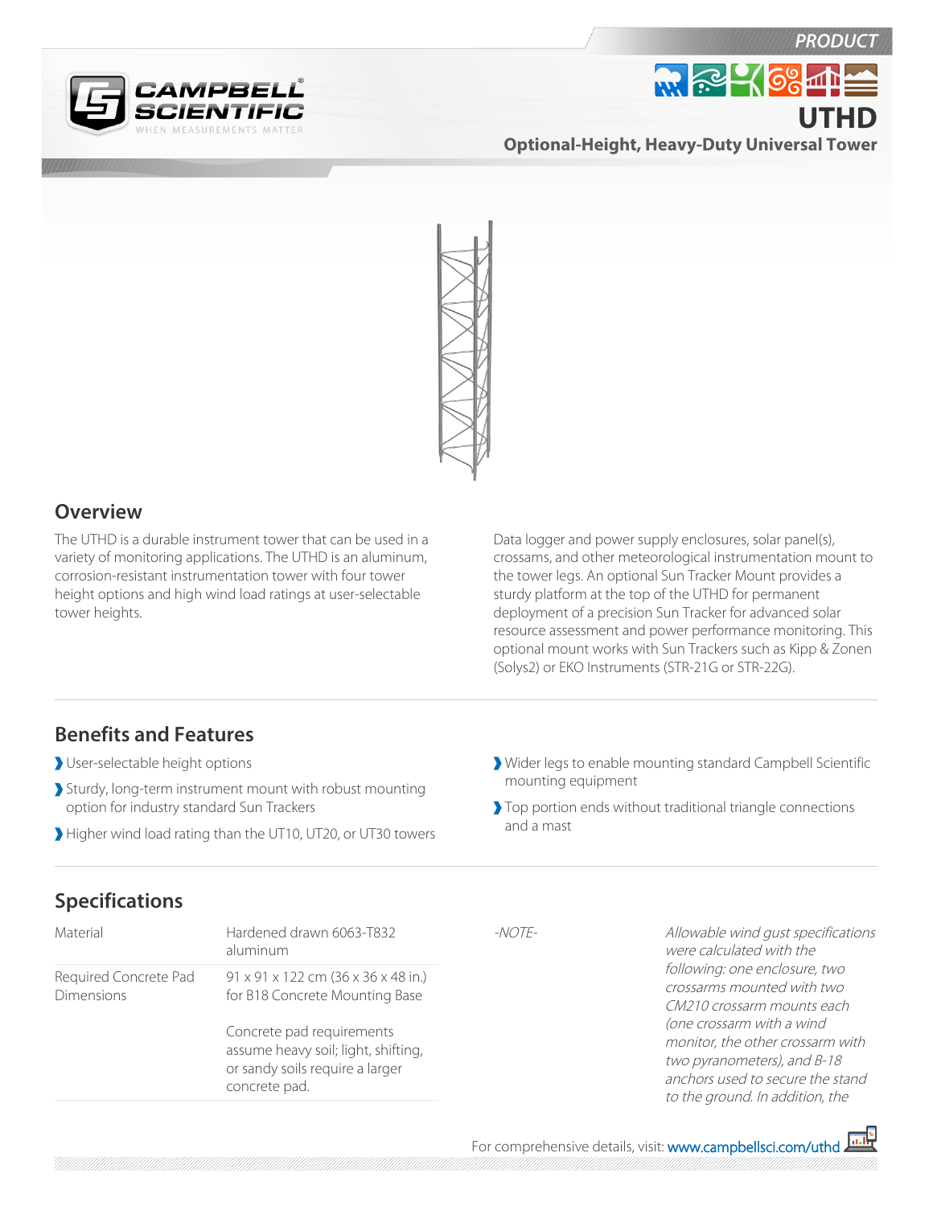PRODUCT

# UTHD

## Optional-Height, Heavy-Duty Universal Tower

## Overview

The UTHD is a durable instrument tower that can be used in a variety of monitoring applications. The UTHD is an aluminum, corrosion-resistant instrumentation tower with four tower height options and high wind load ratings at user-selectable tower heights.

Data logger and power supply enclosures, solar panel(s), crossams, and other meteorological instrumentation mount to the tower legs. An optional Sun Tracker Mount provides a sturdy platform at the top of the UTHD for permanent deployment of a precision Sun Tracker for advanced solar resource assessment and power performance monitoring. This optional mount works with Sun Trackers such as Kipp & Zonen (Solys2) or EKO Instruments (STR-21G or STR-22G).

## Benefits and Features

- User-selectable height options
- Sturdy, long-term instrument mount with robust mounting option for industry standard Sun Trackers
- Higher wind load rating than the UT10, UT20, or UT30 towers
- Wider legs to enable mounting standard Campbell Scientific mounting equipment
- Top portion ends without traditional triangle connections and a mast

## Specifications

| | |
|---|---|
| Material | Hardened drawn 6063-T832 aluminum |
| Required Concrete Pad Dimensions | 91 x 91 x 122 cm (36 x 36 x 48 in.) for B18 Concrete Mounting Base<br><br>Concrete pad requirements assume heavy soil; light, shifting, or sandy soils require a larger concrete pad. |

-NOTE- *Allowable wind gust specifications were calculated with the following: one enclosure, two crossarms mounted with two CM210 crossarm mounts each (one crossarm with a wind monitor, the other crossarm with two pyranometers), and B-18 anchors used to secure the stand to the ground. In addition, the*

For comprehensive details, visit: www.campbellsci.com/uthd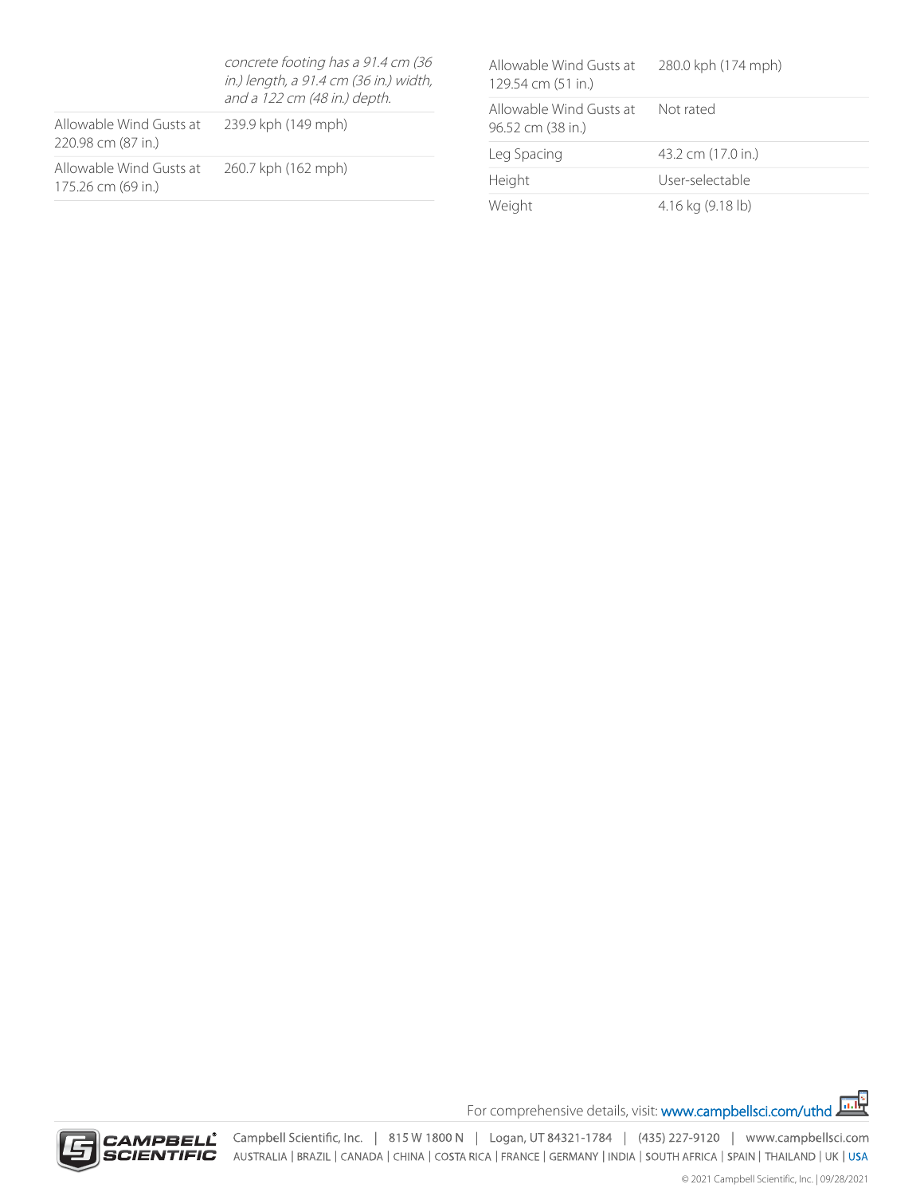| | |
|---|---|
| | *concrete footing has a 91.4 cm (36 in.) length, a 91.4 cm (36 in.) width, and a 122 cm (48 in.) depth.* |
| Allowable Wind Gusts at 220.98 cm (87 in.) | 239.9 kph (149 mph) |
| Allowable Wind Gusts at 175.26 cm (69 in.) | 260.7 kph (162 mph) |
| Allowable Wind Gusts at 129.54 cm (51 in.) | 280.0 kph (174 mph) |
| Allowable Wind Gusts at 96.52 cm (38 in.) | Not rated |
| Leg Spacing | 43.2 cm (17.0 in.) |
| Height | User-selectable |
| Weight | 4.16 kg (9.18 lb) |

For comprehensive details, visit: www.campbellsci.com/uthd

CAMPBELL SCIENTIFIC

Campbell Scientific, Inc. | 815 W 1800 N | Logan, UT 84321-1784 | (435) 227-9120 | www.campbellsci.com

AUSTRALIA | BRAZIL | CANADA | CHINA | COSTA RICA | FRANCE | GERMANY | INDIA | SOUTH AFRICA | SPAIN | THAILAND | UK | USA

© 2021 Campbell Scientific, Inc. | 09/28/2021